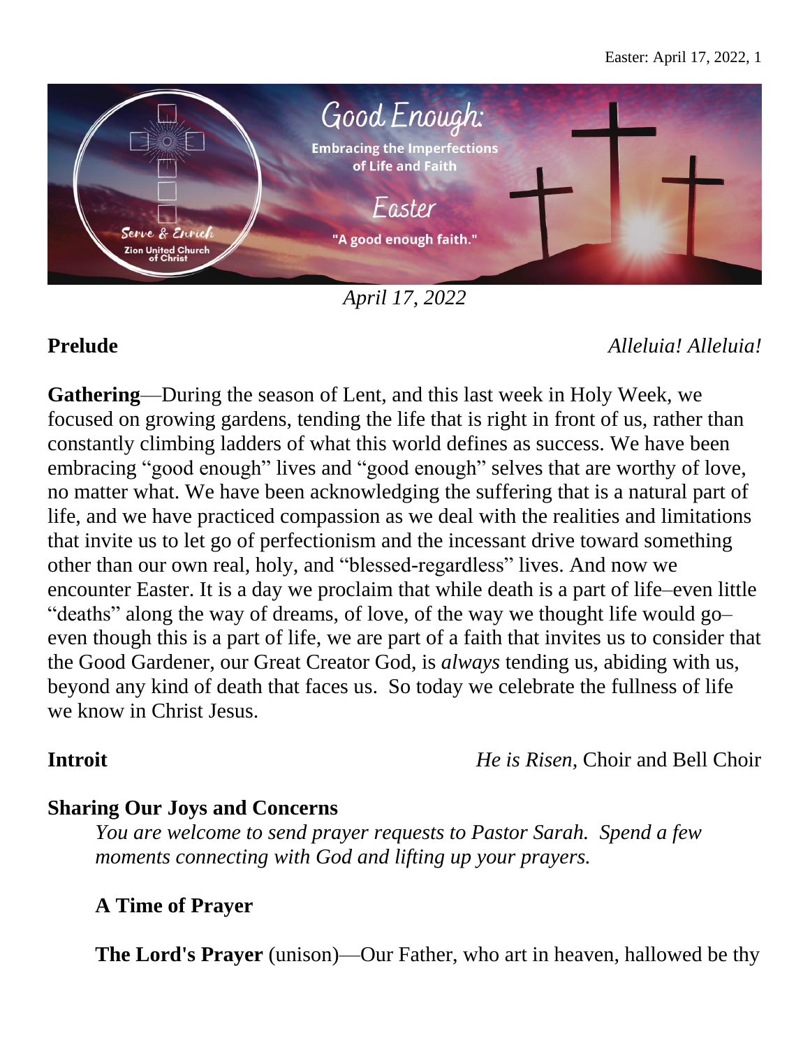Good Enough:

Embracing the Imperfections of Life and Faith

Easter

"A good enough faith."

Serve & Enrich

Zion United Church of Christ

*April 17, 2022*

**Prelude** *Alleluia! Alleluia!*

**Gathering**—During the season of Lent, and this last week in Holy Week, we focused on growing gardens, tending the life that is right in front of us, rather than constantly climbing ladders of what this world defines as success. We have been embracing "good enough" lives and "good enough" selves that are worthy of love, no matter what. We have been acknowledging the suffering that is a natural part of life, and we have practiced compassion as we deal with the realities and limitations that invite us to let go of perfectionism and the incessant drive toward something other than our own real, holy, and "blessed-regardless" lives. And now we encounter Easter. It is a day we proclaim that while death is a part of life–even little "deaths" along the way of dreams, of love, of the way we thought life would go–even though this is a part of life, we are part of a faith that invites us to consider that the Good Gardener, our Great Creator God, is *always* tending us, abiding with us, beyond any kind of death that faces us. So today we celebrate the fullness of life we know in Christ Jesus.

**Introit** *He is Risen,* Choir and Bell Choir

**Sharing Our Joys and Concerns**

*You are welcome to send prayer requests to Pastor Sarah. Spend a few moments connecting with God and lifting up your prayers.*

**A Time of Prayer**

**The Lord's Prayer** (unison)—Our Father, who art in heaven, hallowed be thy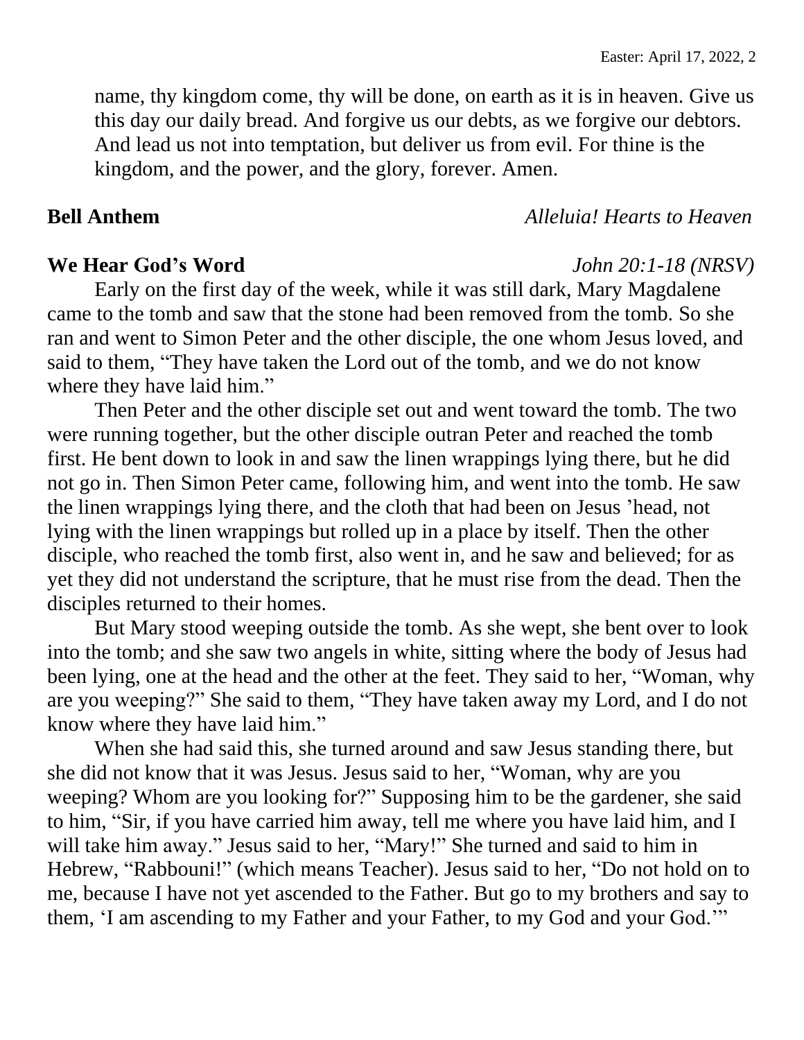name, thy kingdom come, thy will be done, on earth as it is in heaven. Give us this day our daily bread. And forgive us our debts, as we forgive our debtors. And lead us not into temptation, but deliver us from evil. For thine is the kingdom, and the power, and the glory, forever. Amen.

**Bell Anthem** *Alleluia! Hearts to Heaven*

**We Hear God's Word** *John 20:1-18 (NRSV)*

Early on the first day of the week, while it was still dark, Mary Magdalene came to the tomb and saw that the stone had been removed from the tomb. So she ran and went to Simon Peter and the other disciple, the one whom Jesus loved, and said to them, "They have taken the Lord out of the tomb, and we do not know where they have laid him."

Then Peter and the other disciple set out and went toward the tomb. The two were running together, but the other disciple outran Peter and reached the tomb first. He bent down to look in and saw the linen wrappings lying there, but he did not go in. Then Simon Peter came, following him, and went into the tomb. He saw the linen wrappings lying there, and the cloth that had been on Jesus 'head, not lying with the linen wrappings but rolled up in a place by itself. Then the other disciple, who reached the tomb first, also went in, and he saw and believed; for as yet they did not understand the scripture, that he must rise from the dead. Then the disciples returned to their homes.

But Mary stood weeping outside the tomb. As she wept, she bent over to look into the tomb; and she saw two angels in white, sitting where the body of Jesus had been lying, one at the head and the other at the feet. They said to her, "Woman, why are you weeping?" She said to them, "They have taken away my Lord, and I do not know where they have laid him."

When she had said this, she turned around and saw Jesus standing there, but she did not know that it was Jesus. Jesus said to her, "Woman, why are you weeping? Whom are you looking for?" Supposing him to be the gardener, she said to him, "Sir, if you have carried him away, tell me where you have laid him, and I will take him away." Jesus said to her, "Mary!" She turned and said to him in Hebrew, "Rabbouni!" (which means Teacher). Jesus said to her, "Do not hold on to me, because I have not yet ascended to the Father. But go to my brothers and say to them, 'I am ascending to my Father and your Father, to my God and your God.'"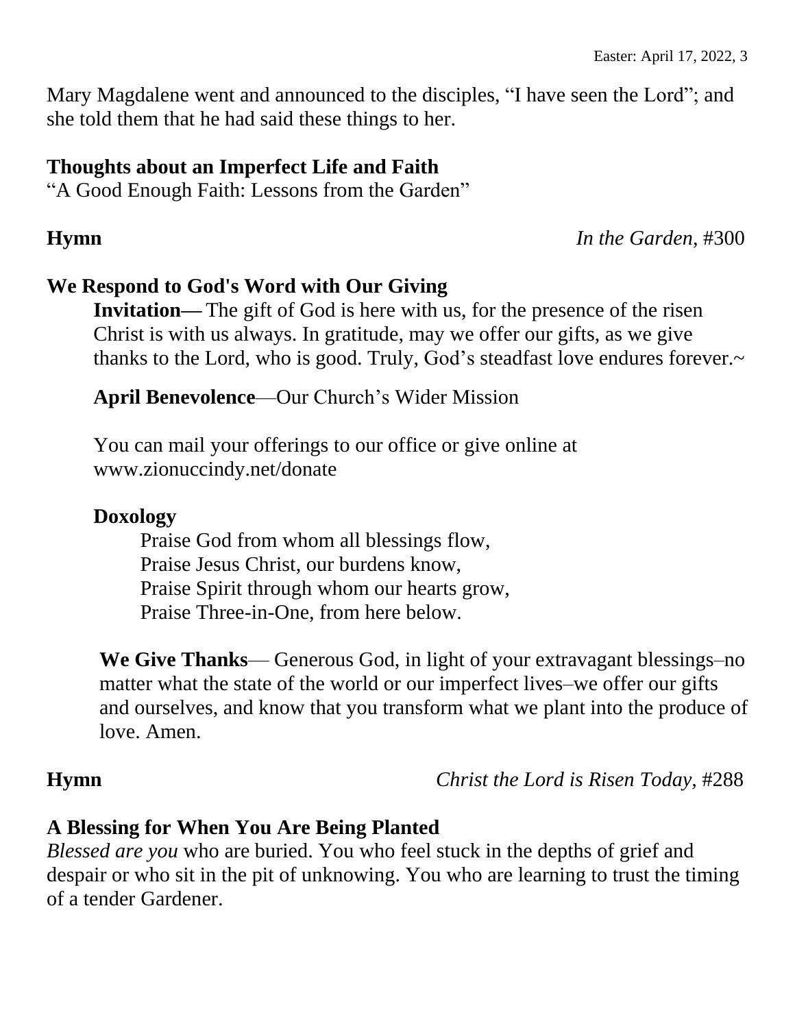Mary Magdalene went and announced to the disciples, “I have seen the Lord”; and she told them that he had said these things to her.

**Thoughts about an Imperfect Life and Faith**
“A Good Enough Faith: Lessons from the Garden”

**Hymn** *In the Garden,* #300

**We Respond to God's Word with Our Giving**

**Invitation—** The gift of God is here with us, for the presence of the risen Christ is with us always. In gratitude, may we offer our gifts, as we give thanks to the Lord, who is good. Truly, God’s steadfast love endures forever.~

**April Benevolence**—Our Church’s Wider Mission

You can mail your offerings to our office or give online at www.zionuccindy.net/donate

**Doxology**

Praise God from whom all blessings flow,
Praise Jesus Christ, our burdens know,
Praise Spirit through whom our hearts grow,
Praise Three-in-One, from here below.

**We Give Thanks**— Generous God, in light of your extravagant blessings–no matter what the state of the world or our imperfect lives–we offer our gifts and ourselves, and know that you transform what we plant into the produce of love. Amen.

**Hymn** *Christ the Lord is Risen Today,* #288

**A Blessing for When You Are Being Planted**

*Blessed are you* who are buried. You who feel stuck in the depths of grief and despair or who sit in the pit of unknowing. You who are learning to trust the timing of a tender Gardener.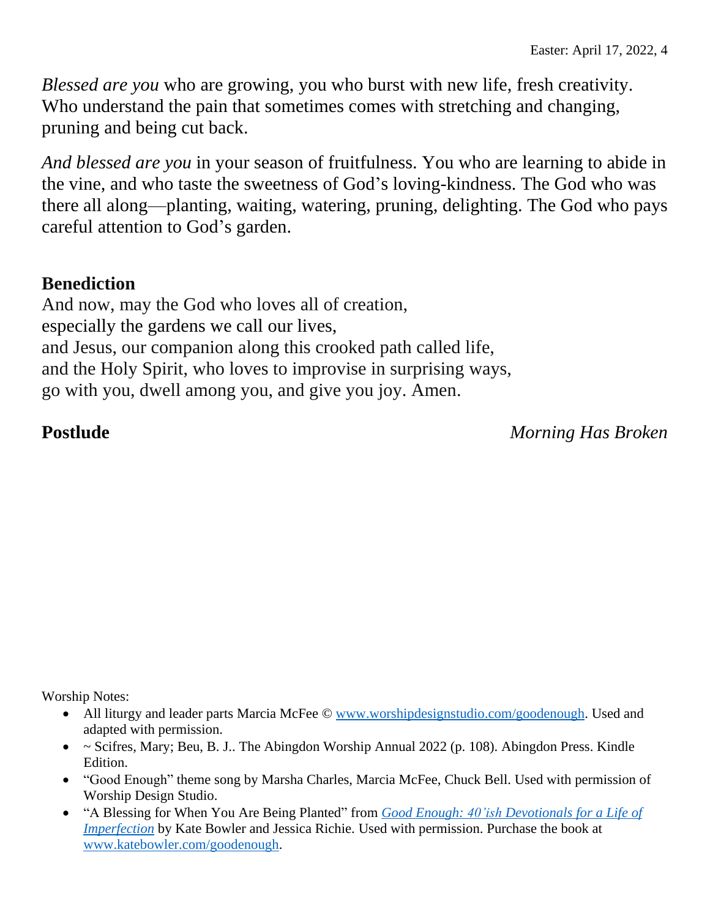*Blessed are you* who are growing, you who burst with new life, fresh creativity. Who understand the pain that sometimes comes with stretching and changing, pruning and being cut back.

*And blessed are you* in your season of fruitfulness. You who are learning to abide in the vine, and who taste the sweetness of God's loving-kindness. The God who was there all along—planting, waiting, watering, pruning, delighting. The God who pays careful attention to God's garden.

**Benediction**

And now, may the God who loves all of creation,
especially the gardens we call our lives,
and Jesus, our companion along this crooked path called life,
and the Holy Spirit, who loves to improvise in surprising ways,
go with you, dwell among you, and give you joy. Amen.

**Postlude** *Morning Has Broken*

Worship Notes:

- All liturgy and leader parts Marcia McFee © www.worshipdesignstudio.com/goodenough. Used and adapted with permission.
- ~ Scifres, Mary; Beu, B. J.. The Abingdon Worship Annual 2022 (p. 108). Abingdon Press. Kindle Edition.
- "Good Enough" theme song by Marsha Charles, Marcia McFee, Chuck Bell. Used with permission of Worship Design Studio.
- "A Blessing for When You Are Being Planted" from *Good Enough: 40'ish Devotionals for a Life of Imperfection* by Kate Bowler and Jessica Richie. Used with permission. Purchase the book at www.katebowler.com/goodenough.